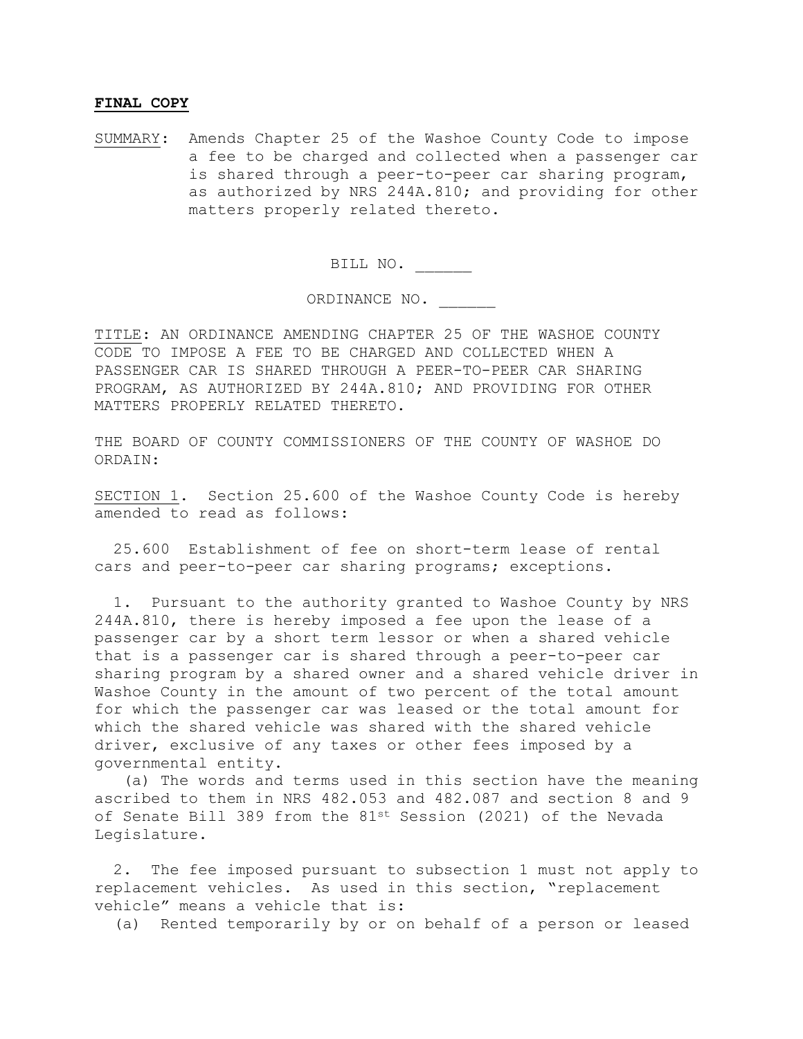**FINAL COPY**

SUMMARY: Amends Chapter 25 of the Washoe County Code to impose a fee to be charged and collected when a passenger car is shared through a peer-to-peer car sharing program, as authorized by NRS 244A.810; and providing for other matters properly related thereto.

BILL NO. ______

ORDINANCE NO. ______

TITLE: AN ORDINANCE AMENDING CHAPTER 25 OF THE WASHOE COUNTY CODE TO IMPOSE A FEE TO BE CHARGED AND COLLECTED WHEN A PASSENGER CAR IS SHARED THROUGH A PEER-TO-PEER CAR SHARING PROGRAM, AS AUTHORIZED BY 244A.810; AND PROVIDING FOR OTHER MATTERS PROPERLY RELATED THERETO.

THE BOARD OF COUNTY COMMISSIONERS OF THE COUNTY OF WASHOE DO ORDAIN:

SECTION 1. Section 25.600 of the Washoe County Code is hereby amended to read as follows:

25.600 Establishment of fee on short-term lease of rental cars and peer-to-peer car sharing programs; exceptions.

1. Pursuant to the authority granted to Washoe County by NRS 244A.810, there is hereby imposed a fee upon the lease of a passenger car by a short term lessor or when a shared vehicle that is a passenger car is shared through a peer-to-peer car sharing program by a shared owner and a shared vehicle driver in Washoe County in the amount of two percent of the total amount for which the passenger car was leased or the total amount for which the shared vehicle was shared with the shared vehicle driver, exclusive of any taxes or other fees imposed by a governmental entity.

(a) The words and terms used in this section have the meaning ascribed to them in NRS 482.053 and 482.087 and section 8 and 9 of Senate Bill 389 from the 81st Session (2021) of the Nevada Legislature.

2. The fee imposed pursuant to subsection 1 must not apply to replacement vehicles. As used in this section, "replacement vehicle" means a vehicle that is:

(a) Rented temporarily by or on behalf of a person or leased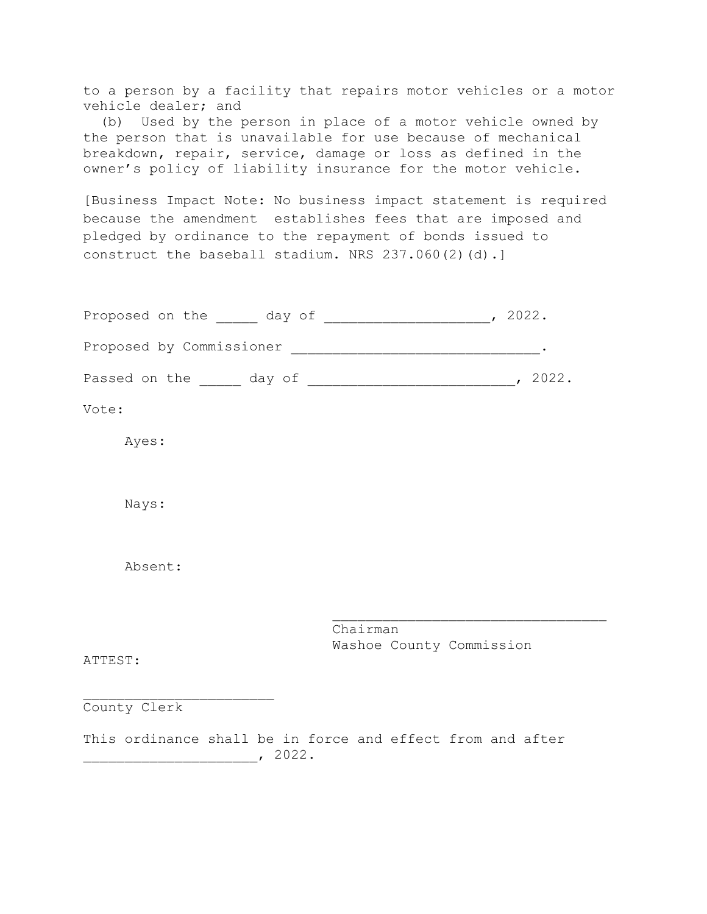to a person by a facility that repairs motor vehicles or a motor vehicle dealer; and

(b) Used by the person in place of a motor vehicle owned by the person that is unavailable for use because of mechanical breakdown, repair, service, damage or loss as defined in the owner's policy of liability insurance for the motor vehicle.

[Business Impact Note: No business impact statement is required because the amendment establishes fees that are imposed and pledged by ordinance to the repayment of bonds issued to construct the baseball stadium. NRS 237.060(2)(d).]

Proposed on the _____ day of ___________________, 2022.

Proposed by Commissioner ______________________________.

Passed on the _____ day of ________________________, 2022.

Vote:

Ayes:

Nays:

Absent:

_________________________________
Chairman
Washoe County Commission

ATTEST:

_______________________
County Clerk

This ordinance shall be in force and effect from and after ____________________, 2022.